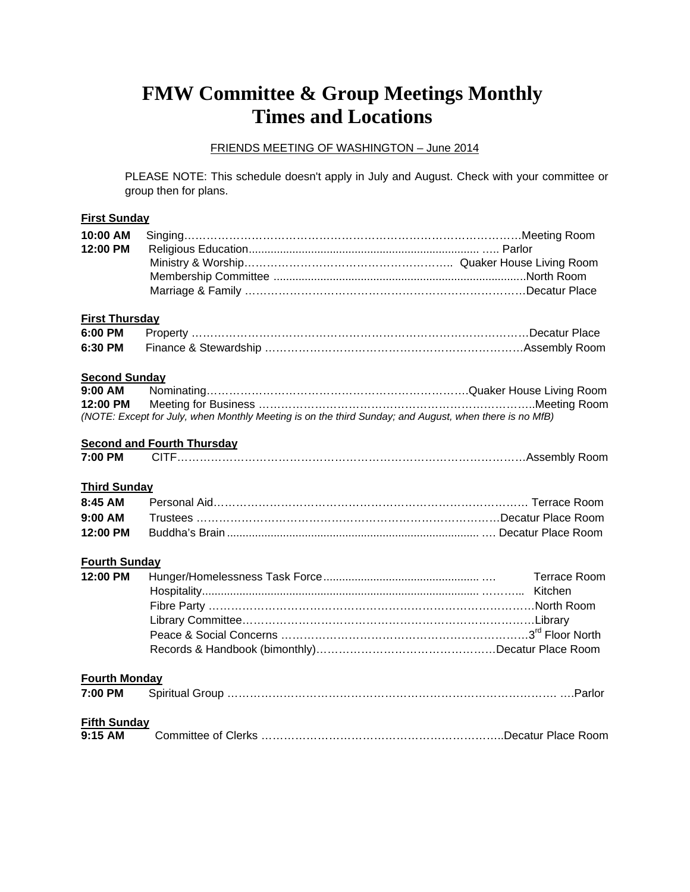# FMW Committee & Group Meetings Monthly Times and Locations

FRIENDS MEETING OF WASHINGTON – June 2014

PLEASE NOTE: This schedule doesn't apply in July and August. Check with your committee or group then for plans.

**First Sunday**

**10:00 AM** Singing……………………………………………………………………………….Meeting Room
**12:00 PM** Religious Education............................................................................ ….. Parlor
Ministry & Worship……………………………………………….. Quaker House Living Room
Membership Committee ..................................................................................North Room
Marriage & Family …………………………………………………………………Decatur Place

**First Thursday**

**6:00 PM** Property …………………………………………………………………………………Decatur Place
**6:30 PM** Finance & Stewardship ……………………………………………………………Assembly Room

**Second Sunday**

**9:00 AM** Nominating……………………………………………………………Quaker House Living Room
**12:00 PM** Meeting for Business ………………………………………………………………..Meeting Room
*(NOTE: Except for July, when Monthly Meeting is on the third Sunday; and August, when there is no MfB)*

**Second and Fourth Thursday**

**7:00 PM** CITF……………………………………………………………………………………Assembly Room

**Third Sunday**

**8:45 AM** Personal Aid………………………………………………………………………… Terrace Room
**9:00 AM** Trustees …………………………………………………………………………Decatur Place Room
**12:00 PM** Buddha's Brain ................................................................................. …. Decatur Place Room

**Fourth Sunday**

**12:00 PM** Hunger/Homelessness Task Force.................................................. …. Terrace Room
Hospitality........................................................................................ ……….. Kitchen
Fibre Party ……………………………………………………………………………North Room
Library Committee………………………………………………………………………Library
Peace & Social Concerns …………………………………………………………3rd Floor North
Records & Handbook (bimonthly)…………………………………………Decatur Place Room

**Fourth Monday**

**7:00 PM** Spiritual Group ………………………………………………………………………… ….Parlor

**Fifth Sunday**

**9:15 AM** Committee of Clerks ………………………………………………………..Decatur Place Room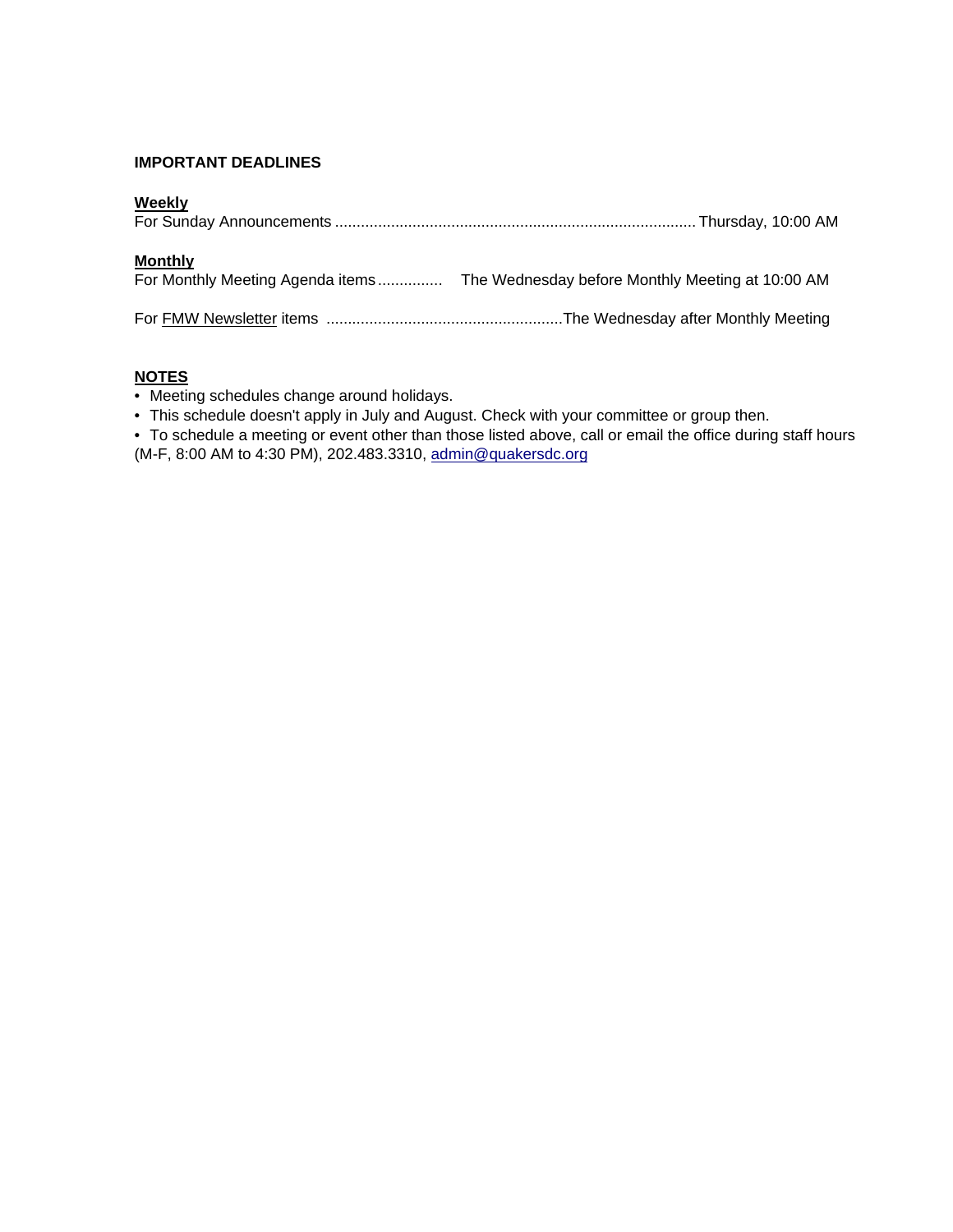**IMPORTANT DEADLINES**

**Weekly**

For Sunday Announcements .................................................................................... Thursday, 10:00 AM

**Monthly**

For Monthly Meeting Agenda items............... The Wednesday before Monthly Meeting at 10:00 AM

For FMW Newsletter items ......................................................The Wednesday after Monthly Meeting

**NOTES**

- Meeting schedules change around holidays.
- This schedule doesn't apply in July and August. Check with your committee or group then.
- To schedule a meeting or event other than those listed above, call or email the office during staff hours (M-F, 8:00 AM to 4:30 PM), 202.483.3310, admin@quakersdc.org